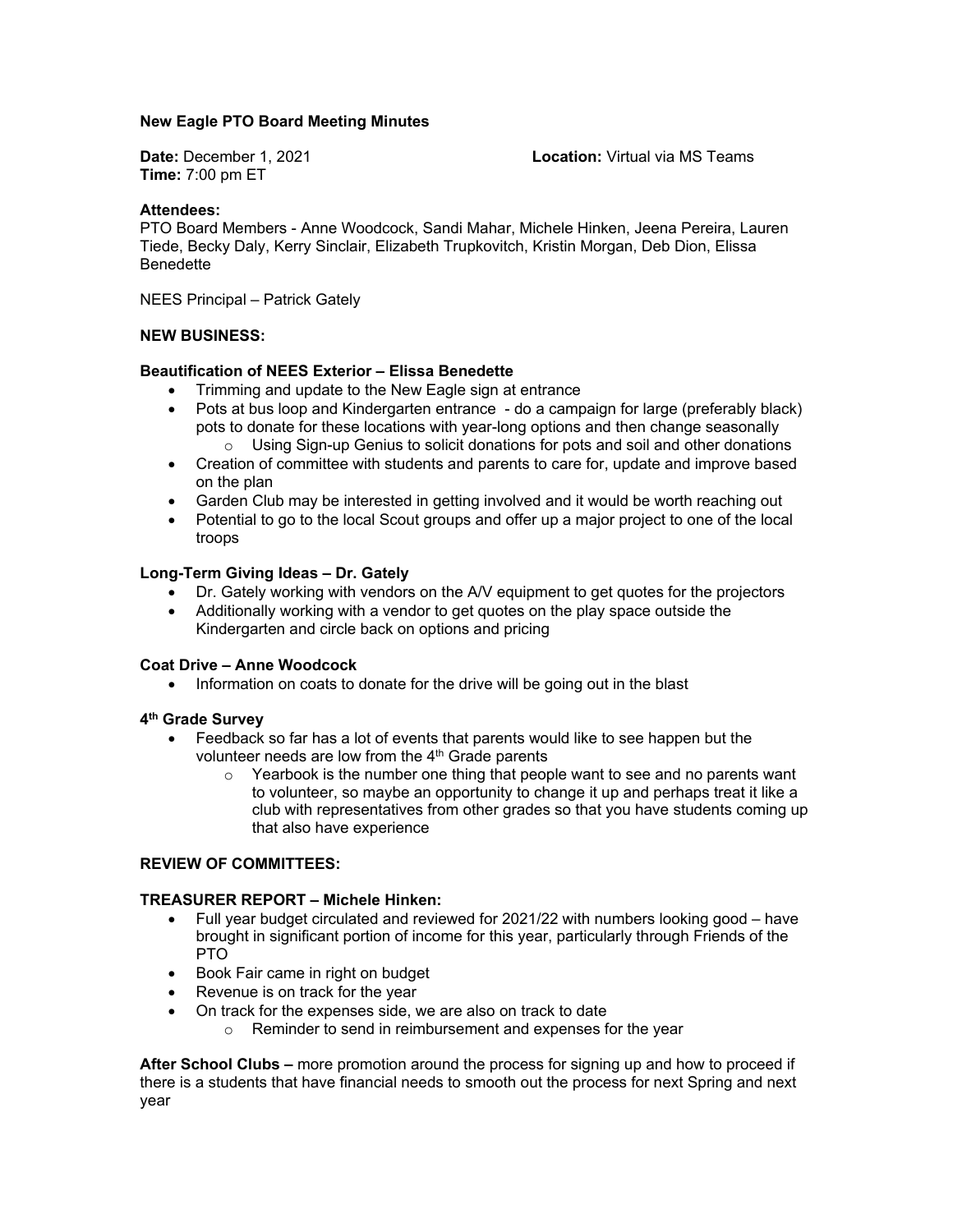**New Eagle PTO Board Meeting Minutes**

**Date:** December 1, 2021

**Location:** Virtual via MS Teams

**Time:** 7:00 pm ET

**Attendees:**

PTO Board Members - Anne Woodcock, Sandi Mahar, Michele Hinken, Jeena Pereira, Lauren Tiede, Becky Daly, Kerry Sinclair, Elizabeth Trupkovitch, Kristin Morgan, Deb Dion, Elissa Benedette

NEES Principal – Patrick Gately

**NEW BUSINESS:**

**Beautification of NEES Exterior – Elissa Benedette**

- Trimming and update to the New Eagle sign at entrance
- Pots at bus loop and Kindergarten entrance - do a campaign for large (preferably black) pots to donate for these locations with year-long options and then change seasonally
  - Using Sign-up Genius to solicit donations for pots and soil and other donations
- Creation of committee with students and parents to care for, update and improve based on the plan
- Garden Club may be interested in getting involved and it would be worth reaching out
- Potential to go to the local Scout groups and offer up a major project to one of the local troops

**Long-Term Giving Ideas – Dr. Gately**

- Dr. Gately working with vendors on the A/V equipment to get quotes for the projectors
- Additionally working with a vendor to get quotes on the play space outside the Kindergarten and circle back on options and pricing

**Coat Drive – Anne Woodcock**

- Information on coats to donate for the drive will be going out in the blast

**4th Grade Survey**

- Feedback so far has a lot of events that parents would like to see happen but the volunteer needs are low from the 4th Grade parents
  - Yearbook is the number one thing that people want to see and no parents want to volunteer, so maybe an opportunity to change it up and perhaps treat it like a club with representatives from other grades so that you have students coming up that also have experience

**REVIEW OF COMMITTEES:**

**TREASURER REPORT – Michele Hinken:**

- Full year budget circulated and reviewed for 2021/22 with numbers looking good – have brought in significant portion of income for this year, particularly through Friends of the PTO
- Book Fair came in right on budget
- Revenue is on track for the year
- On track for the expenses side, we are also on track to date
  - Reminder to send in reimbursement and expenses for the year

**After School Clubs –** more promotion around the process for signing up and how to proceed if there is a students that have financial needs to smooth out the process for next Spring and next year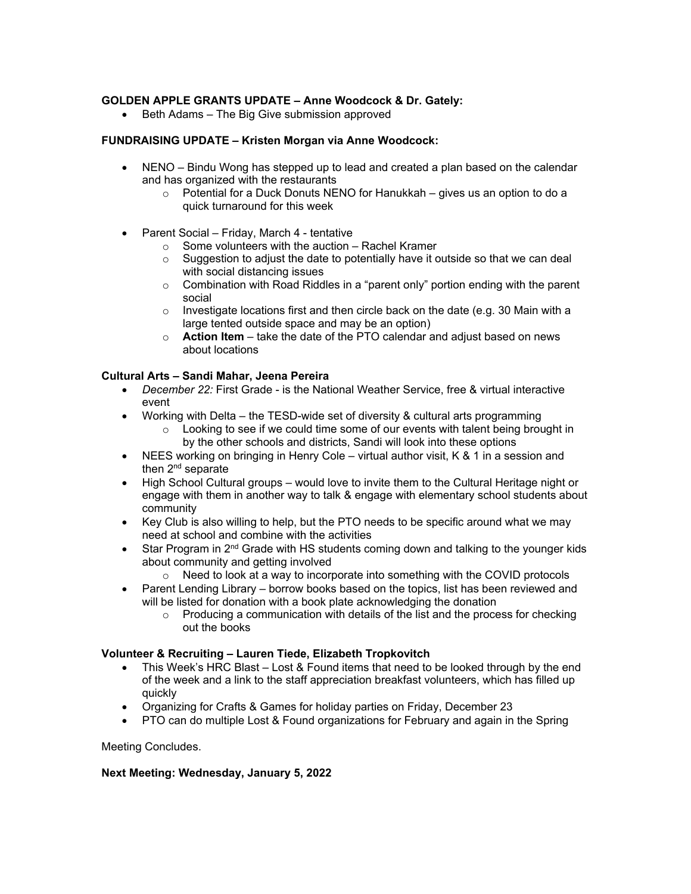**GOLDEN APPLE GRANTS UPDATE – Anne Woodcock & Dr. Gately:**

- Beth Adams – The Big Give submission approved

**FUNDRAISING UPDATE – Kristen Morgan via Anne Woodcock:**

- NENO – Bindu Wong has stepped up to lead and created a plan based on the calendar and has organized with the restaurants
    - Potential for a Duck Donuts NENO for Hanukkah – gives us an option to do a quick turnaround for this week
- Parent Social – Friday, March 4 - tentative
    - Some volunteers with the auction – Rachel Kramer
    - Suggestion to adjust the date to potentially have it outside so that we can deal with social distancing issues
    - Combination with Road Riddles in a "parent only" portion ending with the parent social
    - Investigate locations first and then circle back on the date (e.g. 30 Main with a large tented outside space and may be an option)
    - **Action Item** – take the date of the PTO calendar and adjust based on news about locations

**Cultural Arts – Sandi Mahar, Jeena Pereira**

- *December 22:* First Grade - is the National Weather Service, free & virtual interactive event
- Working with Delta – the TESD-wide set of diversity & cultural arts programming
    - Looking to see if we could time some of our events with talent being brought in by the other schools and districts, Sandi will look into these options
- NEES working on bringing in Henry Cole – virtual author visit, K & 1 in a session and then 2nd separate
- High School Cultural groups – would love to invite them to the Cultural Heritage night or engage with them in another way to talk & engage with elementary school students about community
- Key Club is also willing to help, but the PTO needs to be specific around what we may need at school and combine with the activities
- Star Program in 2nd Grade with HS students coming down and talking to the younger kids about community and getting involved
    - Need to look at a way to incorporate into something with the COVID protocols
- Parent Lending Library – borrow books based on the topics, list has been reviewed and will be listed for donation with a book plate acknowledging the donation
    - Producing a communication with details of the list and the process for checking out the books

**Volunteer & Recruiting – Lauren Tiede, Elizabeth Tropkovitch**

- This Week's HRC Blast – Lost & Found items that need to be looked through by the end of the week and a link to the staff appreciation breakfast volunteers, which has filled up quickly
- Organizing for Crafts & Games for holiday parties on Friday, December 23
- PTO can do multiple Lost & Found organizations for February and again in the Spring

Meeting Concludes.

**Next Meeting: Wednesday, January 5, 2022**